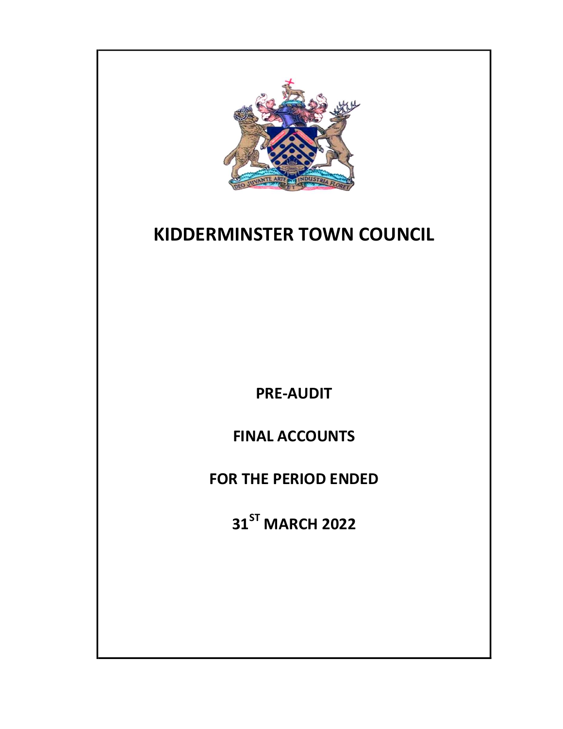# KIDDERMINSTER TOWN COUNCIL

**PRE-AUDIT**

**FINAL ACCOUNTS**

**FOR THE PERIOD ENDED**

**31ST MARCH 2022**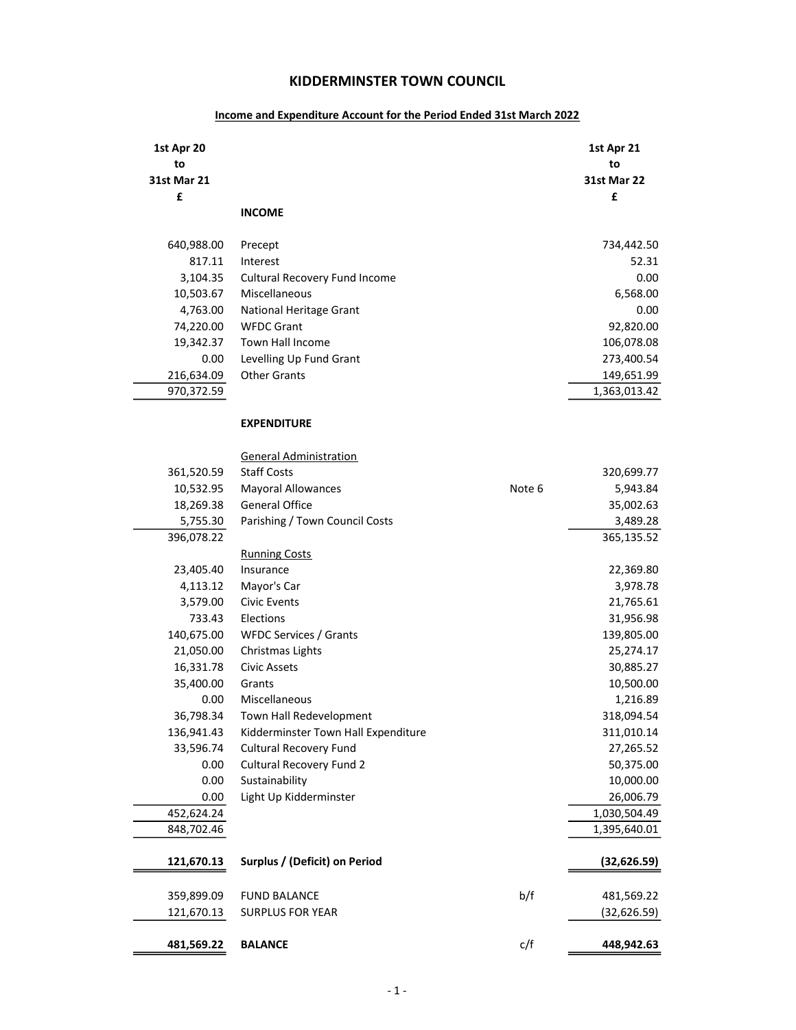# KIDDERMINSTER TOWN COUNCIL

## Income and Expenditure Account for the Period Ended 31st March 2022

| 1st Apr 20 to 31st Mar 21 £ | | | 1st Apr 21 to 31st Mar 22 £ |
|---|---|---|---|
| | **INCOME** | | |
| 640,988.00 | Precept | | 734,442.50 |
| 817.11 | Interest | | 52.31 |
| 3,104.35 | Cultural Recovery Fund Income | | 0.00 |
| 10,503.67 | Miscellaneous | | 6,568.00 |
| 4,763.00 | National Heritage Grant | | 0.00 |
| 74,220.00 | WFDC Grant | | 92,820.00 |
| 19,342.37 | Town Hall Income | | 106,078.08 |
| 0.00 | Levelling Up Fund Grant | | 273,400.54 |
| 216,634.09 | Other Grants | | 149,651.99 |
| 970,372.59 | | | 1,363,013.42 |
| | **EXPENDITURE** | | |
| | General Administration | | |
| 361,520.59 | Staff Costs | | 320,699.77 |
| 10,532.95 | Mayoral Allowances | Note 6 | 5,943.84 |
| 18,269.38 | General Office | | 35,002.63 |
| 5,755.30 | Parishing / Town Council Costs | | 3,489.28 |
| 396,078.22 | | | 365,135.52 |
| | Running Costs | | |
| 23,405.40 | Insurance | | 22,369.80 |
| 4,113.12 | Mayor's Car | | 3,978.78 |
| 3,579.00 | Civic Events | | 21,765.61 |
| 733.43 | Elections | | 31,956.98 |
| 140,675.00 | WFDC Services / Grants | | 139,805.00 |
| 21,050.00 | Christmas Lights | | 25,274.17 |
| 16,331.78 | Civic Assets | | 30,885.27 |
| 35,400.00 | Grants | | 10,500.00 |
| 0.00 | Miscellaneous | | 1,216.89 |
| 36,798.34 | Town Hall Redevelopment | | 318,094.54 |
| 136,941.43 | Kidderminster Town Hall Expenditure | | 311,010.14 |
| 33,596.74 | Cultural Recovery Fund | | 27,265.52 |
| 0.00 | Cultural Recovery Fund 2 | | 50,375.00 |
| 0.00 | Sustainability | | 10,000.00 |
| 0.00 | Light Up Kidderminster | | 26,006.79 |
| 452,624.24 | | | 1,030,504.49 |
| 848,702.46 | | | 1,395,640.01 |
| **121,670.13** | **Surplus / (Deficit) on Period** | | **(32,626.59)** |
| 359,899.09 | FUND BALANCE | b/f | 481,569.22 |
| 121,670.13 | SURPLUS FOR YEAR | | (32,626.59) |
| **481,569.22** | **BALANCE** | c/f | **448,942.63** |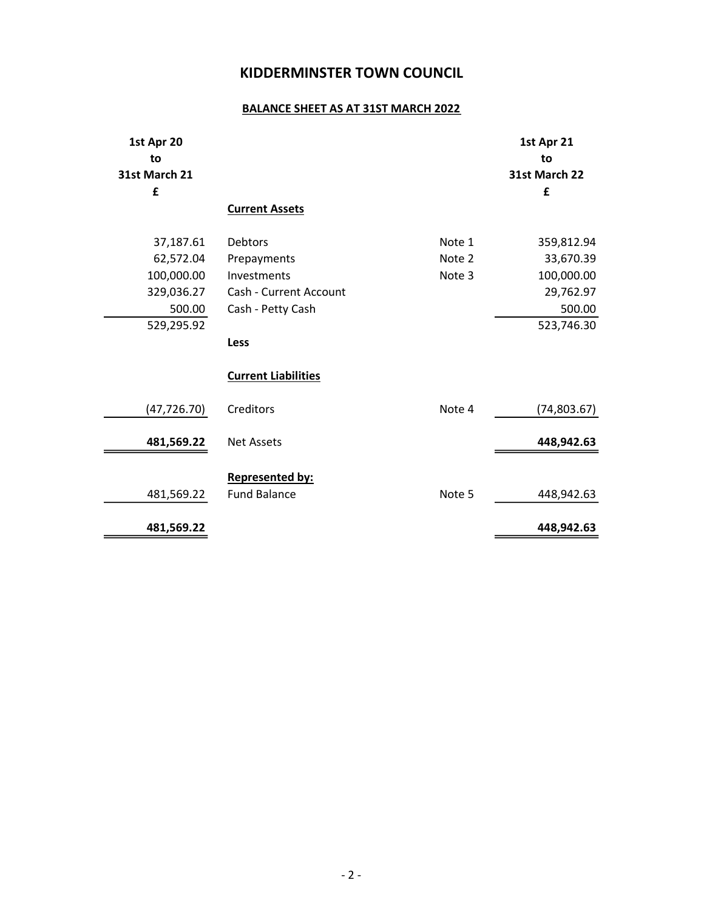# KIDDERMINSTER TOWN COUNCIL

## BALANCE SHEET AS AT 31ST MARCH 2022

| 1st Apr 20 to 31st March 21 £ | | | 1st Apr 21 to 31st March 22 £ |
|---|---|---|---|
| | **Current Assets** | | |
| 37,187.61 | Debtors | Note 1 | 359,812.94 |
| 62,572.04 | Prepayments | Note 2 | 33,670.39 |
| 100,000.00 | Investments | Note 3 | 100,000.00 |
| 329,036.27 | Cash - Current Account | | 29,762.97 |
| 500.00 | Cash - Petty Cash | | 500.00 |
| 529,295.92 | | | 523,746.30 |
| | **Less** | | |
| | **Current Liabilities** | | |
| (47,726.70) | Creditors | Note 4 | (74,803.67) |
| **481,569.22** | Net Assets | | **448,942.63** |
| | **Represented by:** | | |
| 481,569.22 | Fund Balance | Note 5 | 448,942.63 |
| **481,569.22** | | | **448,942.63** |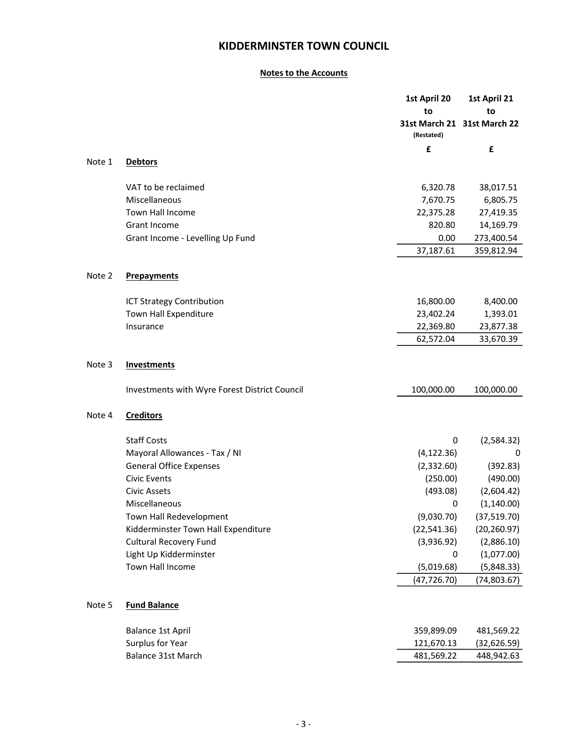# KIDDERMINSTER TOWN COUNCIL

## Notes to the Accounts

| | | 1st April 20 to 31st March 21 (Restated) | 1st April 21 to 31st March 22 |
|---|---|---|---|
| | | £ | £ |
| Note 1 | **Debtors** | | |
| | VAT to be reclaimed | 6,320.78 | 38,017.51 |
| | Miscellaneous | 7,670.75 | 6,805.75 |
| | Town Hall Income | 22,375.28 | 27,419.35 |
| | Grant Income | 820.80 | 14,169.79 |
| | Grant Income - Levelling Up Fund | 0.00 | 273,400.54 |
| | | 37,187.61 | 359,812.94 |
| Note 2 | **Prepayments** | | |
| | ICT Strategy Contribution | 16,800.00 | 8,400.00 |
| | Town Hall Expenditure | 23,402.24 | 1,393.01 |
| | Insurance | 22,369.80 | 23,877.38 |
| | | 62,572.04 | 33,670.39 |
| Note 3 | **Investments** | | |
| | Investments with Wyre Forest District Council | 100,000.00 | 100,000.00 |
| Note 4 | **Creditors** | | |
| | Staff Costs | 0 | (2,584.32) |
| | Mayoral Allowances - Tax / NI | (4,122.36) | 0 |
| | General Office Expenses | (2,332.60) | (392.83) |
| | Civic Events | (250.00) | (490.00) |
| | Civic Assets | (493.08) | (2,604.42) |
| | Miscellaneous | 0 | (1,140.00) |
| | Town Hall Redevelopment | (9,030.70) | (37,519.70) |
| | Kidderminster Town Hall Expenditure | (22,541.36) | (20,260.97) |
| | Cultural Recovery Fund | (3,936.92) | (2,886.10) |
| | Light Up Kidderminster | 0 | (1,077.00) |
| | Town Hall Income | (5,019.68) | (5,848.33) |
| | | (47,726.70) | (74,803.67) |
| Note 5 | **Fund Balance** | | |
| | Balance 1st April | 359,899.09 | 481,569.22 |
| | Surplus for Year | 121,670.13 | (32,626.59) |
| | Balance 31st March | 481,569.22 | 448,942.63 |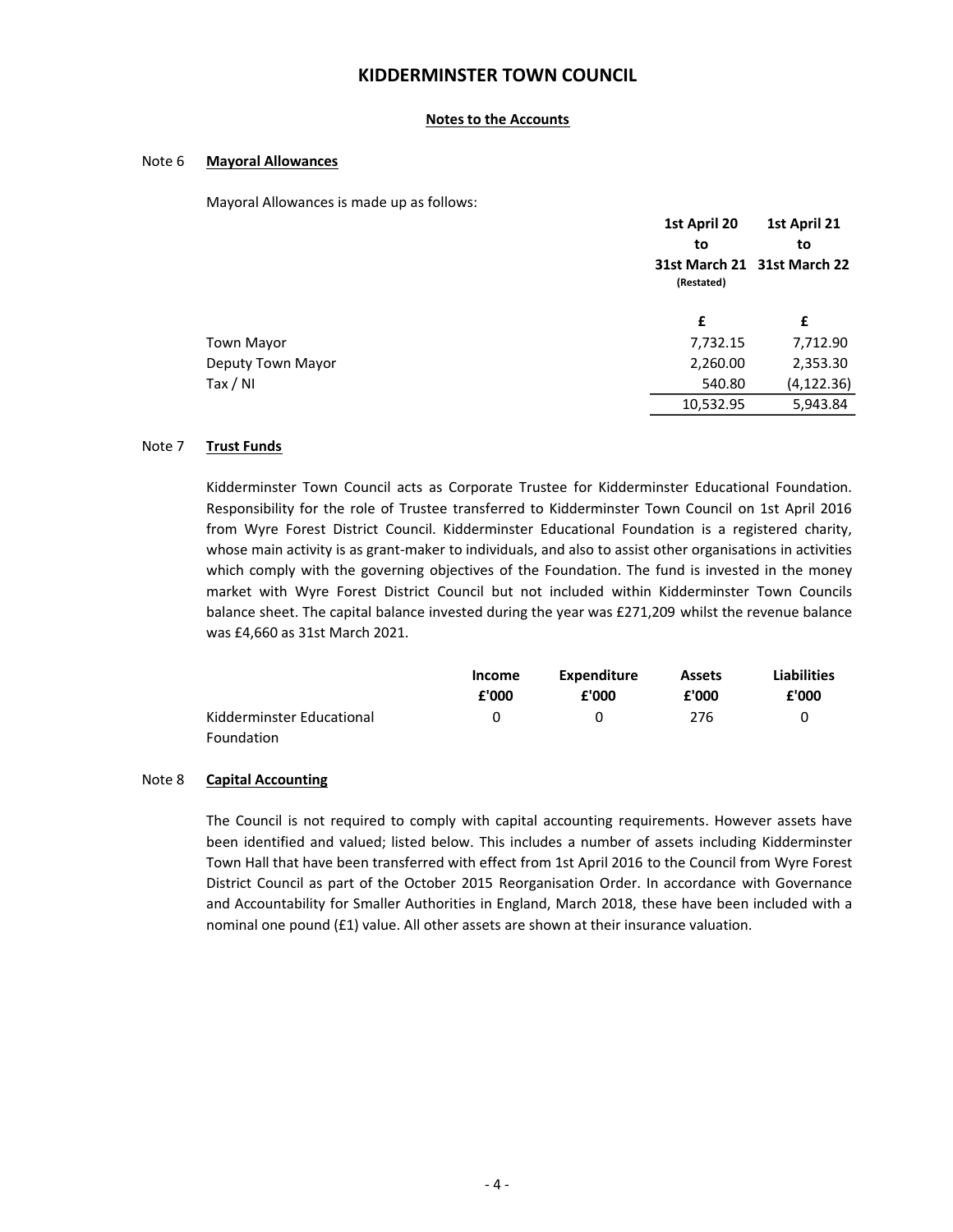# KIDDERMINSTER TOWN COUNCIL

**Notes to the Accounts**

## Note 6 Mayoral Allowances

Mayoral Allowances is made up as follows:

| | 1st April 20 to 31st March 21 (Restated) | 1st April 21 to 31st March 22 |
|---|---|---|
| | £ | £ |
| Town Mayor | 7,732.15 | 7,712.90 |
| Deputy Town Mayor | 2,260.00 | 2,353.30 |
| Tax / NI | 540.80 | (4,122.36) |
| | 10,532.95 | 5,943.84 |

## Note 7 Trust Funds

Kidderminster Town Council acts as Corporate Trustee for Kidderminster Educational Foundation. Responsibility for the role of Trustee transferred to Kidderminster Town Council on 1st April 2016 from Wyre Forest District Council. Kidderminster Educational Foundation is a registered charity, whose main activity is as grant-maker to individuals, and also to assist other organisations in activities which comply with the governing objectives of the Foundation. The fund is invested in the money market with Wyre Forest District Council but not included within Kidderminster Town Councils balance sheet. The capital balance invested during the year was £271,209 whilst the revenue balance was £4,660 as 31st March 2021.

| | Income £'000 | Expenditure £'000 | Assets £'000 | Liabilities £'000 |
|---|---|---|---|---|
| Kidderminster Educational Foundation | 0 | 0 | 276 | 0 |

## Note 8 Capital Accounting

The Council is not required to comply with capital accounting requirements. However assets have been identified and valued; listed below. This includes a number of assets including Kidderminster Town Hall that have been transferred with effect from 1st April 2016 to the Council from Wyre Forest District Council as part of the October 2015 Reorganisation Order. In accordance with Governance and Accountability for Smaller Authorities in England, March 2018, these have been included with a nominal one pound (£1) value. All other assets are shown at their insurance valuation.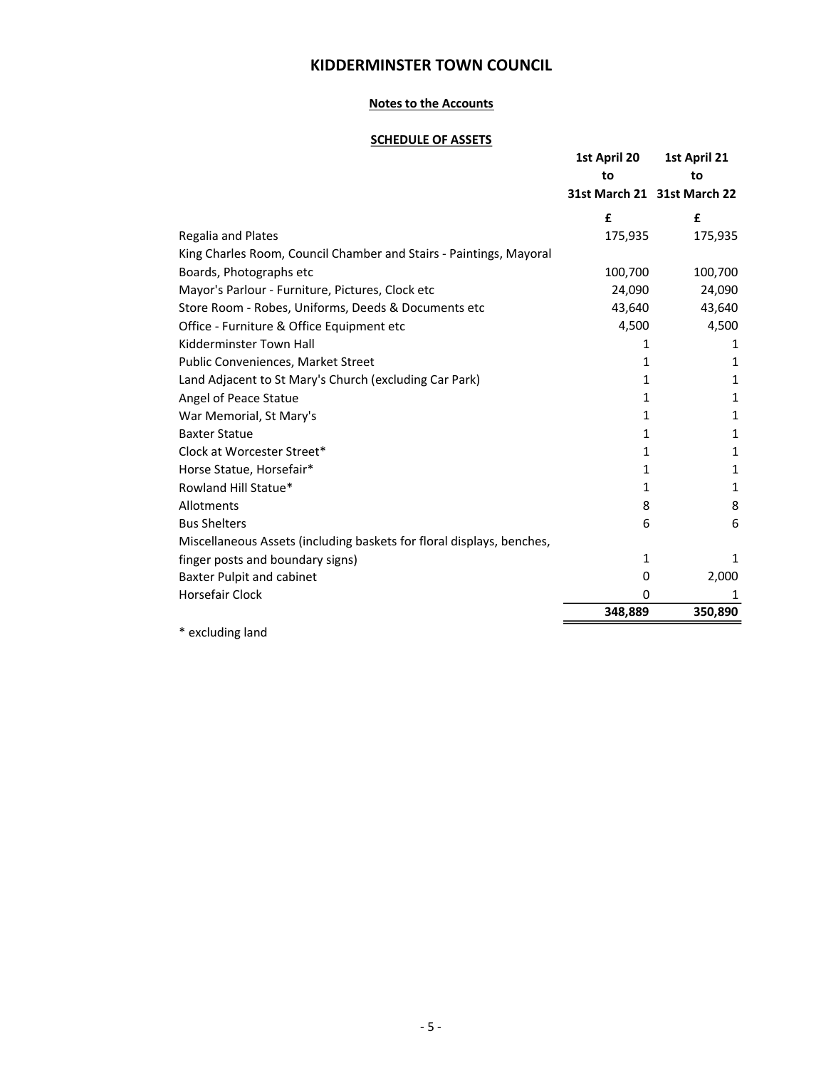# KIDDERMINSTER TOWN COUNCIL

## Notes to the Accounts

### SCHEDULE OF ASSETS

| | 1st April 20 to 31st March 21 | 1st April 21 to 31st March 22 |
|---|---|---|
| | £ | £ |
| Regalia and Plates | 175,935 | 175,935 |
| King Charles Room, Council Chamber and Stairs - Paintings, Mayoral Boards, Photographs etc | 100,700 | 100,700 |
| Mayor's Parlour - Furniture, Pictures, Clock etc | 24,090 | 24,090 |
| Store Room - Robes, Uniforms, Deeds & Documents etc | 43,640 | 43,640 |
| Office - Furniture & Office Equipment etc | 4,500 | 4,500 |
| Kidderminster Town Hall | 1 | 1 |
| Public Conveniences, Market Street | 1 | 1 |
| Land Adjacent to St Mary's Church (excluding Car Park) | 1 | 1 |
| Angel of Peace Statue | 1 | 1 |
| War Memorial, St Mary's | 1 | 1 |
| Baxter Statue | 1 | 1 |
| Clock at Worcester Street* | 1 | 1 |
| Horse Statue, Horsefair* | 1 | 1 |
| Rowland Hill Statue* | 1 | 1 |
| Allotments | 8 | 8 |
| Bus Shelters | 6 | 6 |
| Miscellaneous Assets (including baskets for floral displays, benches, finger posts and boundary signs) | 1 | 1 |
| Baxter Pulpit and cabinet | 0 | 2,000 |
| Horsefair Clock | 0 | 1 |
| | **348,889** | **350,890** |

* excluding land